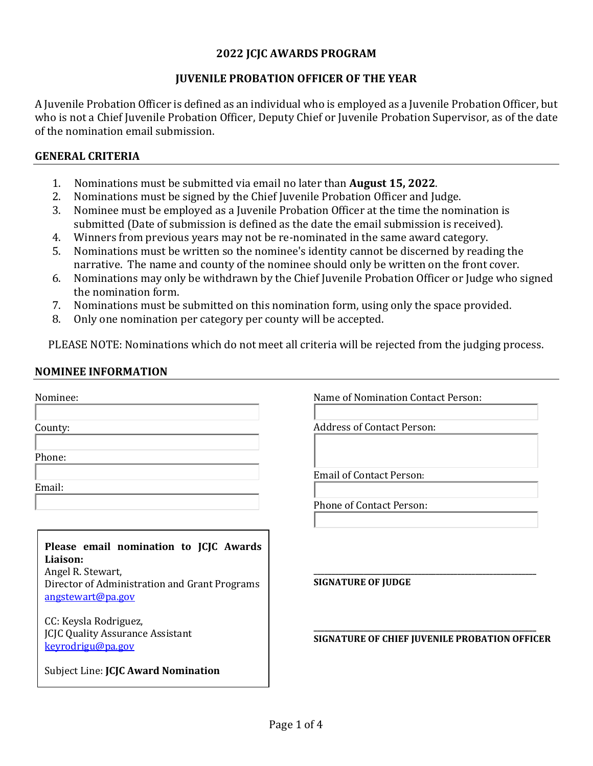# 2022 JCJC AWARDS PROGRAM

## JUVENILE PROBATION OFFICER OF THE YEAR

A Juvenile Probation Officer is defined as an individual who is employed as a Juvenile Probation Officer, but who is not a Chief Juvenile Probation Officer, Deputy Chief or Juvenile Probation Supervisor, as of the date of the nomination email submission.

### GENERAL CRITERIA

1. Nominations must be submitted via email no later than **August 15, 2022**.
2. Nominations must be signed by the Chief Juvenile Probation Officer and Judge.
3. Nominee must be employed as a Juvenile Probation Officer at the time the nomination is submitted (Date of submission is defined as the date the email submission is received).
4. Winners from previous years may not be re-nominated in the same award category.
5. Nominations must be written so the nominee's identity cannot be discerned by reading the narrative. The name and county of the nominee should only be written on the front cover.
6. Nominations may only be withdrawn by the Chief Juvenile Probation Officer or Judge who signed the nomination form.
7. Nominations must be submitted on this nomination form, using only the space provided.
8. Only one nomination per category per county will be accepted.

PLEASE NOTE: Nominations which do not meet all criteria will be rejected from the judging process.

### NOMINEE INFORMATION

Nominee:

County:

Phone:

Email:

Name of Nomination Contact Person:

Address of Contact Person:

Email of Contact Person:

Phone of Contact Person:

**Please email nomination to JCJC Awards Liaison:**
Angel R. Stewart,
Director of Administration and Grant Programs
angstewart@pa.gov

CC: Keysla Rodriguez,
JCJC Quality Assurance Assistant
keyrodrigu@pa.gov

Subject Line: **JCJC Award Nomination**

\_\_\_\_\_\_\_\_\_\_\_\_\_\_\_\_\_\_\_\_\_\_\_\_\_\_\_\_\_\_\_\_\_\_\_\_
**SIGNATURE OF JUDGE**

\_\_\_\_\_\_\_\_\_\_\_\_\_\_\_\_\_\_\_\_\_\_\_\_\_\_\_\_\_\_\_\_\_\_\_\_
**SIGNATURE OF CHIEF JUVENILE PROBATION OFFICER**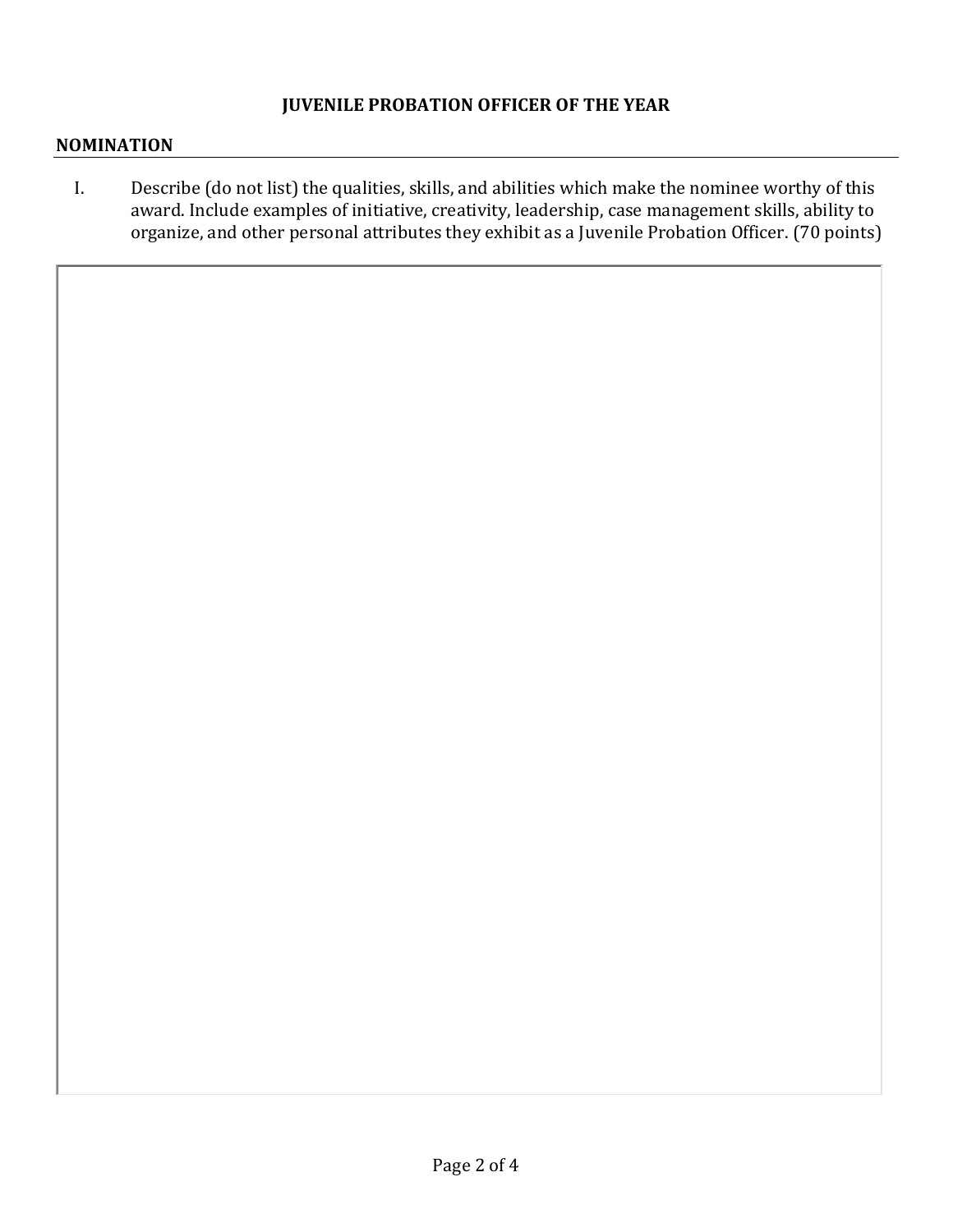**JUVENILE PROBATION OFFICER OF THE YEAR**

**NOMINATION**

I. Describe (do not list) the qualities, skills, and abilities which make the nominee worthy of this award. Include examples of initiative, creativity, leadership, case management skills, ability to organize, and other personal attributes they exhibit as a Juvenile Probation Officer. (70 points)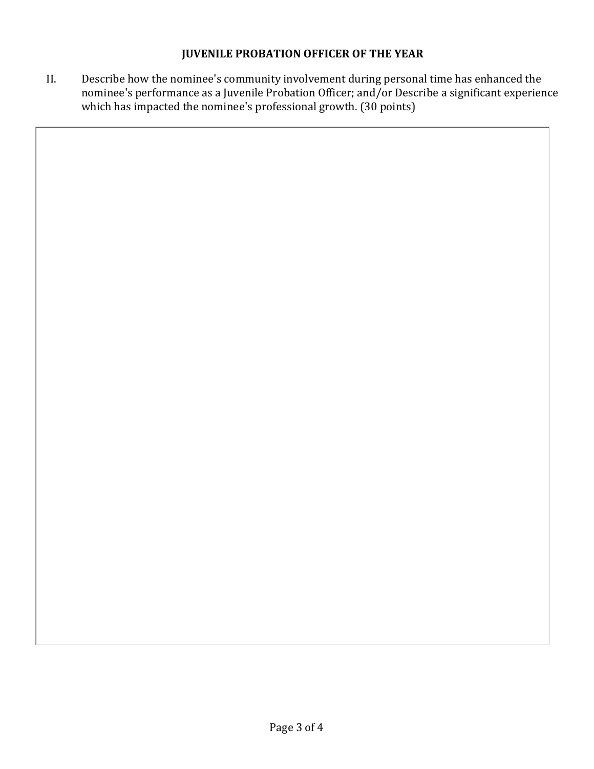**JUVENILE PROBATION OFFICER OF THE YEAR**

II. Describe how the nominee's community involvement during personal time has enhanced the nominee's performance as a Juvenile Probation Officer; and/or Describe a significant experience which has impacted the nominee's professional growth. (30 points)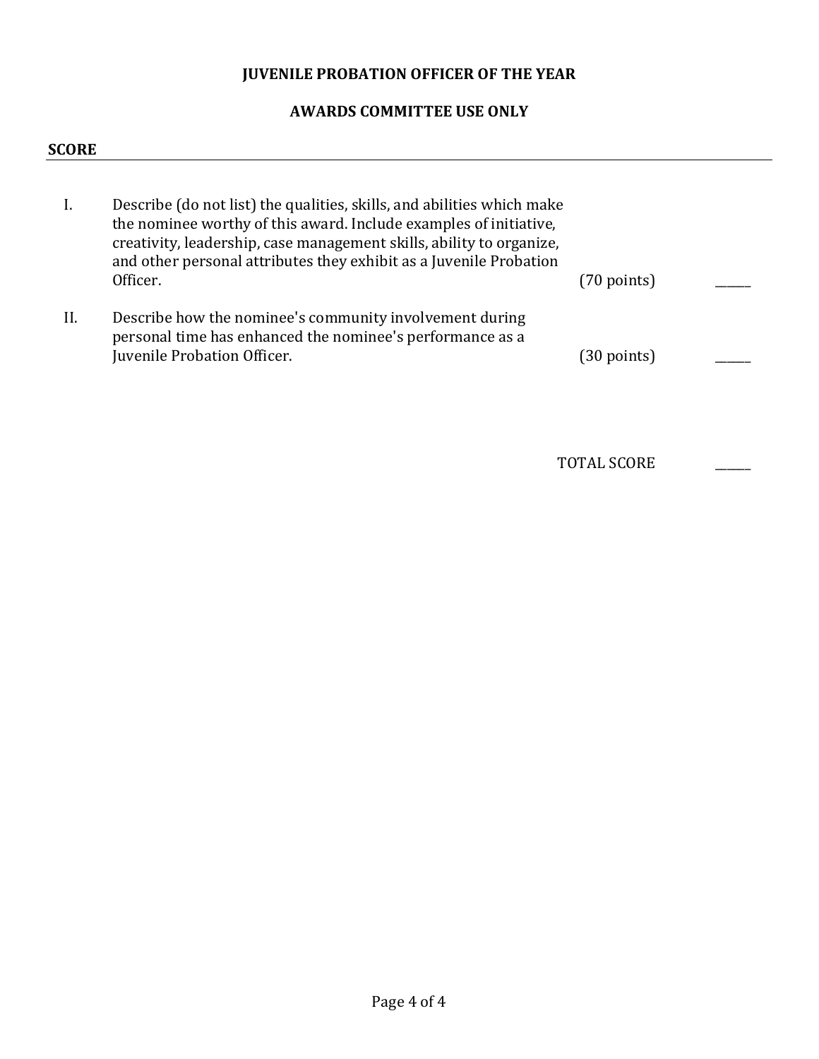# JUVENILE PROBATION OFFICER OF THE YEAR

## AWARDS COMMITTEE USE ONLY

**SCORE**

---

| | | | |
|---|---|---|---|
| I. | Describe (do not list) the qualities, skills, and abilities which make the nominee worthy of this award. Include examples of initiative, creativity, leadership, case management skills, ability to organize, and other personal attributes they exhibit as a Juvenile Probation Officer. | (70 points) | _____ |
| II. | Describe how the nominee's community involvement during personal time has enhanced the nominee's performance as a Juvenile Probation Officer. | (30 points) | _____ |
| | | TOTAL SCORE | _____ |